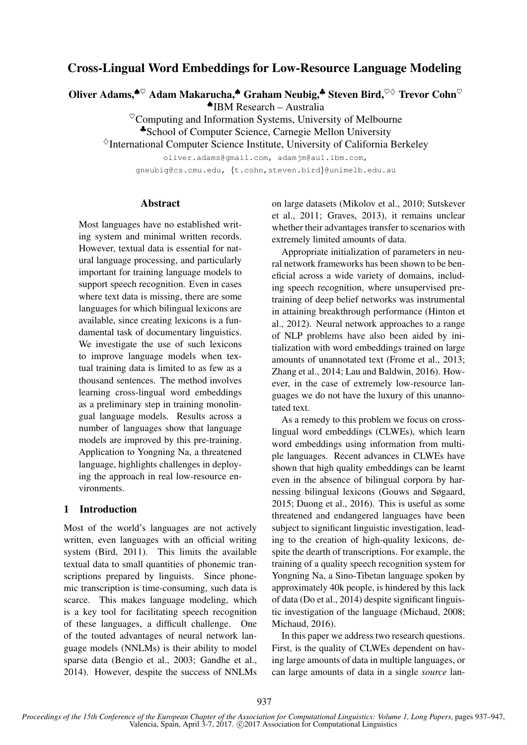# Cross-Lingual Word Embeddings for Low-Resource Language Modeling

**Oliver Adams,**[♠♡] **Adam Makarucha,**[♠] **Graham Neubig,**[♣] **Steven Bird,**[♡◇] **Trevor Cohn**[♡]

[♠]IBM Research – Australia

[♡]Computing and Information Systems, University of Melbourne

[♣]School of Computer Science, Carnegie Mellon University

[◇]International Computer Science Institute, University of California Berkeley

oliver.adams@gmail.com, adamjm@au1.ibm.com,
gneubig@cs.cmu.edu, {t.cohn,steven.bird}@unimelb.edu.au

## Abstract

Most languages have no established writing system and minimal written records. However, textual data is essential for natural language processing, and particularly important for training language models to support speech recognition. Even in cases where text data is missing, there are some languages for which bilingual lexicons are available, since creating lexicons is a fundamental task of documentary linguistics. We investigate the use of such lexicons to improve language models when textual training data is limited to as few as a thousand sentences. The method involves learning cross-lingual word embeddings as a preliminary step in training monolingual language models. Results across a number of languages show that language models are improved by this pre-training. Application to Yongning Na, a threatened language, highlights challenges in deploying the approach in real low-resource environments.

## 1 Introduction

Most of the world's languages are not actively written, even languages with an official writing system (Bird, 2011). This limits the available textual data to small quantities of phonemic transcriptions prepared by linguists. Since phonemic transcription is time-consuming, such data is scarce. This makes language modeling, which is a key tool for facilitating speech recognition of these languages, a difficult challenge. One of the touted advantages of neural network language models (NNLMs) is their ability to model sparse data (Bengio et al., 2003; Gandhe et al., 2014). However, despite the success of NNLMs on large datasets (Mikolov et al., 2010; Sutskever et al., 2011; Graves, 2013), it remains unclear whether their advantages transfer to scenarios with extremely limited amounts of data.

Appropriate initialization of parameters in neural network frameworks has been shown to be beneficial across a wide variety of domains, including speech recognition, where unsupervised pretraining of deep belief networks was instrumental in attaining breakthrough performance (Hinton et al., 2012). Neural network approaches to a range of NLP problems have also been aided by initialization with word embeddings trained on large amounts of unannotated text (Frome et al., 2013; Zhang et al., 2014; Lau and Baldwin, 2016). However, in the case of extremely low-resource languages we do not have the luxury of this unannotated text.

As a remedy to this problem we focus on cross-lingual word embeddings (CLWEs), which learn word embeddings using information from multiple languages. Recent advances in CLWEs have shown that high quality embeddings can be learnt even in the absence of bilingual corpora by harnessing bilingual lexicons (Gouws and Søgaard, 2015; Duong et al., 2016). This is useful as some threatened and endangered languages have been subject to significant linguistic investigation, leading to the creation of high-quality lexicons, despite the dearth of transcriptions. For example, the training of a quality speech recognition system for Yongning Na, a Sino-Tibetan language spoken by approximately 40k people, is hindered by this lack of data (Do et al., 2014) despite significant linguistic investigation of the language (Michaud, 2008; Michaud, 2016).

In this paper we address two research questions. First, is the quality of CLWEs dependent on having large amounts of data in multiple languages, or can large amounts of data in a single *source* lan-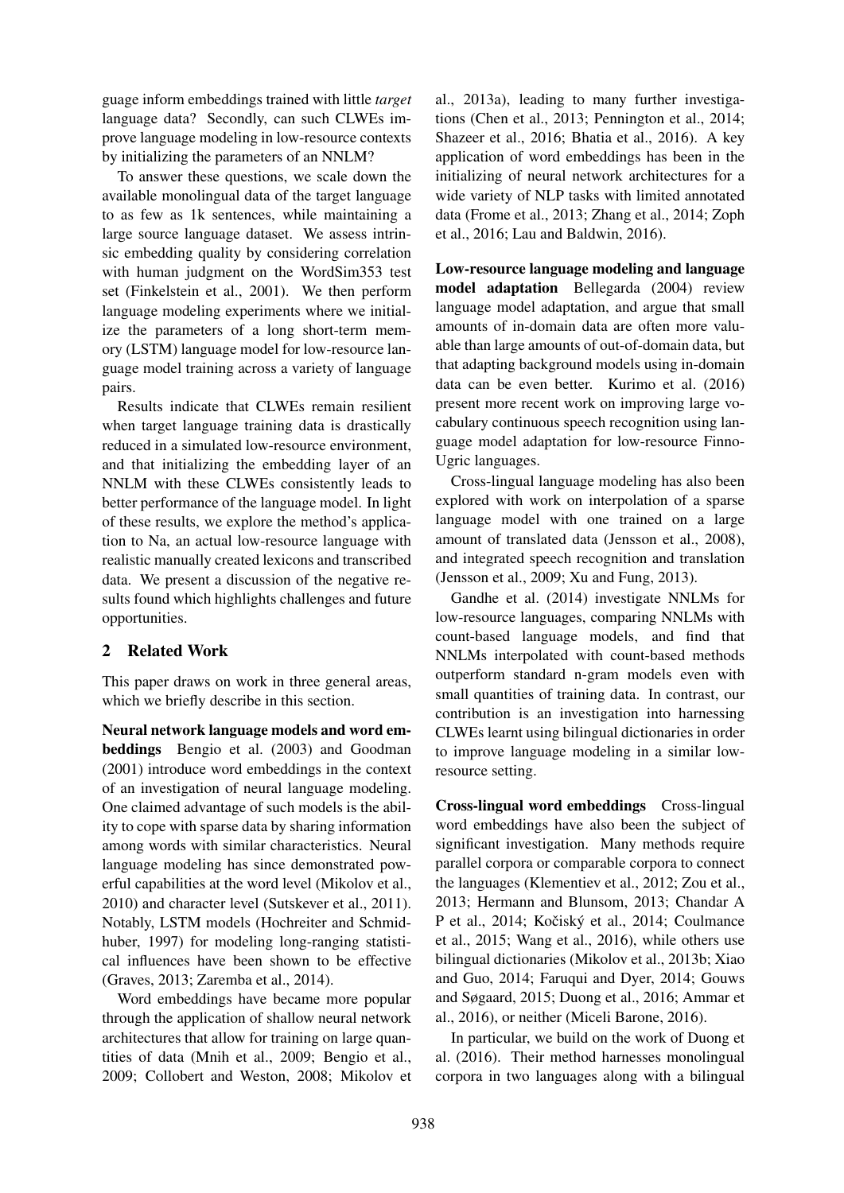guage inform embeddings trained with little *target* language data? Secondly, can such CLWEs improve language modeling in low-resource contexts by initializing the parameters of an NNLM?

To answer these questions, we scale down the available monolingual data of the target language to as few as 1k sentences, while maintaining a large source language dataset. We assess intrinsic embedding quality by considering correlation with human judgment on the WordSim353 test set (Finkelstein et al., 2001). We then perform language modeling experiments where we initialize the parameters of a long short-term memory (LSTM) language model for low-resource language model training across a variety of language pairs.

Results indicate that CLWEs remain resilient when target language training data is drastically reduced in a simulated low-resource environment, and that initializing the embedding layer of an NNLM with these CLWEs consistently leads to better performance of the language model. In light of these results, we explore the method's application to Na, an actual low-resource language with realistic manually created lexicons and transcribed data. We present a discussion of the negative results found which highlights challenges and future opportunities.

## 2 Related Work

This paper draws on work in three general areas, which we briefly describe in this section.

**Neural network language models and word embeddings** Bengio et al. (2003) and Goodman (2001) introduce word embeddings in the context of an investigation of neural language modeling. One claimed advantage of such models is the ability to cope with sparse data by sharing information among words with similar characteristics. Neural language modeling has since demonstrated powerful capabilities at the word level (Mikolov et al., 2010) and character level (Sutskever et al., 2011). Notably, LSTM models (Hochreiter and Schmidhuber, 1997) for modeling long-ranging statistical influences have been shown to be effective (Graves, 2013; Zaremba et al., 2014).

Word embeddings have became more popular through the application of shallow neural network architectures that allow for training on large quantities of data (Mnih et al., 2009; Bengio et al., 2009; Collobert and Weston, 2008; Mikolov et al., 2013a), leading to many further investigations (Chen et al., 2013; Pennington et al., 2014; Shazeer et al., 2016; Bhatia et al., 2016). A key application of word embeddings has been in the initializing of neural network architectures for a wide variety of NLP tasks with limited annotated data (Frome et al., 2013; Zhang et al., 2014; Zoph et al., 2016; Lau and Baldwin, 2016).

**Low-resource language modeling and language model adaptation** Bellegarda (2004) review language model adaptation, and argue that small amounts of in-domain data are often more valuable than large amounts of out-of-domain data, but that adapting background models using in-domain data can be even better. Kurimo et al. (2016) present more recent work on improving large vocabulary continuous speech recognition using language model adaptation for low-resource Finno-Ugric languages.

Cross-lingual language modeling has also been explored with work on interpolation of a sparse language model with one trained on a large amount of translated data (Jensson et al., 2008), and integrated speech recognition and translation (Jensson et al., 2009; Xu and Fung, 2013).

Gandhe et al. (2014) investigate NNLMs for low-resource languages, comparing NNLMs with count-based language models, and find that NNLMs interpolated with count-based methods outperform standard n-gram models even with small quantities of training data. In contrast, our contribution is an investigation into harnessing CLWEs learnt using bilingual dictionaries in order to improve language modeling in a similar low-resource setting.

**Cross-lingual word embeddings** Cross-lingual word embeddings have also been the subject of significant investigation. Many methods require parallel corpora or comparable corpora to connect the languages (Klementiev et al., 2012; Zou et al., 2013; Hermann and Blunsom, 2013; Chandar A P et al., 2014; Kočiský et al., 2014; Coulmance et al., 2015; Wang et al., 2016), while others use bilingual dictionaries (Mikolov et al., 2013b; Xiao and Guo, 2014; Faruqui and Dyer, 2014; Gouws and Søgaard, 2015; Duong et al., 2016; Ammar et al., 2016), or neither (Miceli Barone, 2016).

In particular, we build on the work of Duong et al. (2016). Their method harnesses monolingual corpora in two languages along with a bilingual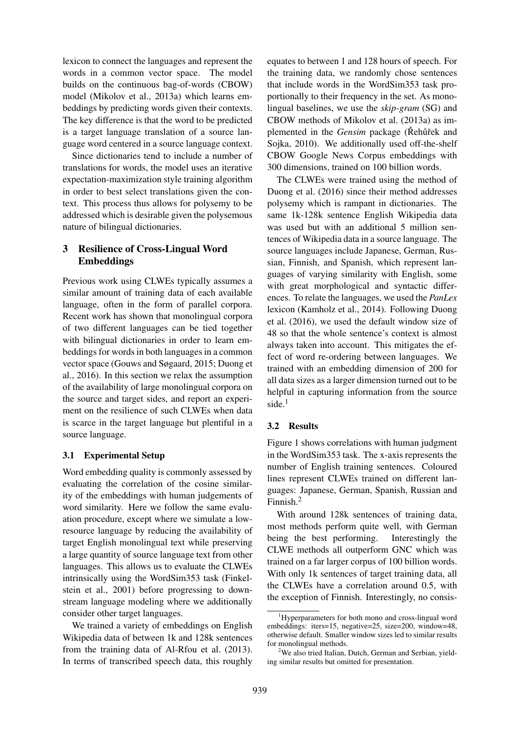lexicon to connect the languages and represent the words in a common vector space. The model builds on the continuous bag-of-words (CBOW) model (Mikolov et al., 2013a) which learns embeddings by predicting words given their contexts. The key difference is that the word to be predicted is a target language translation of a source language word centered in a source language context.

Since dictionaries tend to include a number of translations for words, the model uses an iterative expectation-maximization style training algorithm in order to best select translations given the context. This process thus allows for polysemy to be addressed which is desirable given the polysemous nature of bilingual dictionaries.

## 3 Resilience of Cross-Lingual Word Embeddings

Previous work using CLWEs typically assumes a similar amount of training data of each available language, often in the form of parallel corpora. Recent work has shown that monolingual corpora of two different languages can be tied together with bilingual dictionaries in order to learn embeddings for words in both languages in a common vector space (Gouws and Søgaard, 2015; Duong et al., 2016). In this section we relax the assumption of the availability of large monolingual corpora on the source and target sides, and report an experiment on the resilience of such CLWEs when data is scarce in the target language but plentiful in a source language.

### 3.1 Experimental Setup

Word embedding quality is commonly assessed by evaluating the correlation of the cosine similarity of the embeddings with human judgements of word similarity. Here we follow the same evaluation procedure, except where we simulate a low-resource language by reducing the availability of target English monolingual text while preserving a large quantity of source language text from other languages. This allows us to evaluate the CLWEs intrinsically using the WordSim353 task (Finkelstein et al., 2001) before progressing to downstream language modeling where we additionally consider other target languages.

We trained a variety of embeddings on English Wikipedia data of between 1k and 128k sentences from the training data of Al-Rfou et al. (2013). In terms of transcribed speech data, this roughly equates to between 1 and 128 hours of speech. For the training data, we randomly chose sentences that include words in the WordSim353 task proportionally to their frequency in the set. As monolingual baselines, we use the *skip-gram* (SG) and CBOW methods of Mikolov et al. (2013a) as implemented in the *Gensim* package (Řehůřek and Sojka, 2010). We additionally used off-the-shelf CBOW Google News Corpus embeddings with 300 dimensions, trained on 100 billion words.

The CLWEs were trained using the method of Duong et al. (2016) since their method addresses polysemy which is rampant in dictionaries. The same 1k-128k sentence English Wikipedia data was used but with an additional 5 million sentences of Wikipedia data in a source language. The source languages include Japanese, German, Russian, Finnish, and Spanish, which represent languages of varying similarity with English, some with great morphological and syntactic differences. To relate the languages, we used the *PanLex* lexicon (Kamholz et al., 2014). Following Duong et al. (2016), we used the default window size of 48 so that the whole sentence's context is almost always taken into account. This mitigates the effect of word re-ordering between languages. We trained with an embedding dimension of 200 for all data sizes as a larger dimension turned out to be helpful in capturing information from the source side.[1]

### 3.2 Results

Figure 1 shows correlations with human judgment in the WordSim353 task. The x-axis represents the number of English training sentences. Coloured lines represent CLWEs trained on different languages: Japanese, German, Spanish, Russian and Finnish.[2]

With around 128k sentences of training data, most methods perform quite well, with German being the best performing. Interestingly the CLWE methods all outperform GNC which was trained on a far larger corpus of 100 billion words. With only 1k sentences of target training data, all the CLWEs have a correlation around 0.5, with the exception of Finnish. Interestingly, no consis-

[1] Hyperparameters for both mono and cross-lingual word embeddings: iters=15, negative=25, size=200, window=48, otherwise default. Smaller window sizes led to similar results for monolingual methods.

[2] We also tried Italian, Dutch, German and Serbian, yielding similar results but omitted for presentation.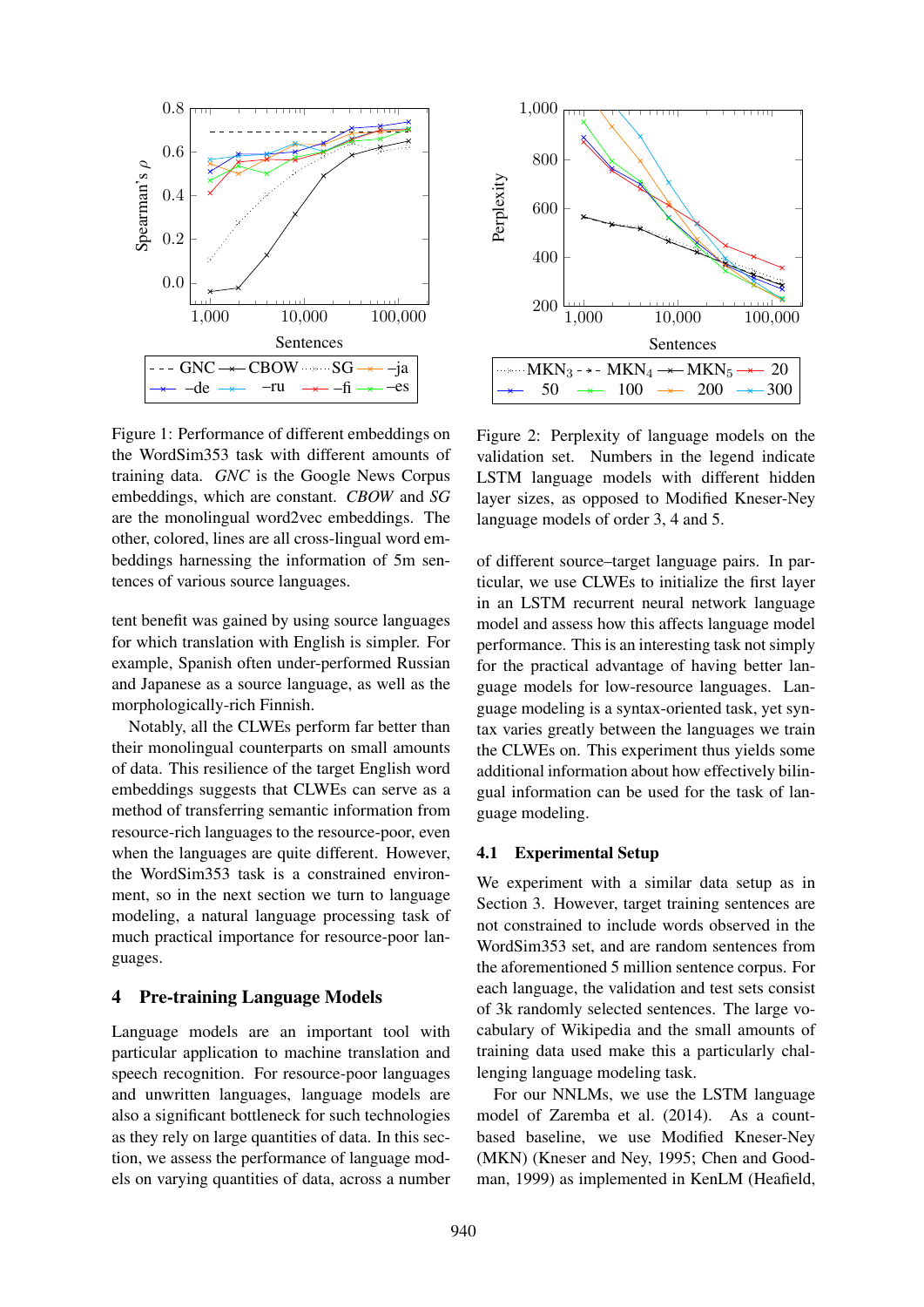Figure 1: Performance of different embeddings on the WordSim353 task with different amounts of training data. *GNC* is the Google News Corpus embeddings, which are constant. *CBOW* and *SG* are the monolingual word2vec embeddings. The other, colored, lines are all cross-lingual word embeddings harnessing the information of 5m sentences of various source languages.

Figure 2: Perplexity of language models on the validation set. Numbers in the legend indicate LSTM language models with different hidden layer sizes, as opposed to Modified Kneser-Ney language models of order 3, 4 and 5.

tent benefit was gained by using source languages for which translation with English is simpler. For example, Spanish often under-performed Russian and Japanese as a source language, as well as the morphologically-rich Finnish.

Notably, all the CLWEs perform far better than their monolingual counterparts on small amounts of data. This resilience of the target English word embeddings suggests that CLWEs can serve as a method of transferring semantic information from resource-rich languages to the resource-poor, even when the languages are quite different. However, the WordSim353 task is a constrained environment, so in the next section we turn to language modeling, a natural language processing task of much practical importance for resource-poor languages.

## 4 Pre-training Language Models

Language models are an important tool with particular application to machine translation and speech recognition. For resource-poor languages and unwritten languages, language models are also a significant bottleneck for such technologies as they rely on large quantities of data. In this section, we assess the performance of language models on varying quantities of data, across a number of different source–target language pairs. In particular, we use CLWEs to initialize the first layer in an LSTM recurrent neural network language model and assess how this affects language model performance. This is an interesting task not simply for the practical advantage of having better language models for low-resource languages. Language modeling is a syntax-oriented task, yet syntax varies greatly between the languages we train the CLWEs on. This experiment thus yields some additional information about how effectively bilingual information can be used for the task of language modeling.

### 4.1 Experimental Setup

We experiment with a similar data setup as in Section 3. However, target training sentences are not constrained to include words observed in the WordSim353 set, and are random sentences from the aforementioned 5 million sentence corpus. For each language, the validation and test sets consist of 3k randomly selected sentences. The large vocabulary of Wikipedia and the small amounts of training data used make this a particularly challenging language modeling task.

For our NNLMs, we use the LSTM language model of Zaremba et al. (2014). As a count-based baseline, we use Modified Kneser-Ney (MKN) (Kneser and Ney, 1995; Chen and Goodman, 1999) as implemented in KenLM (Heafield,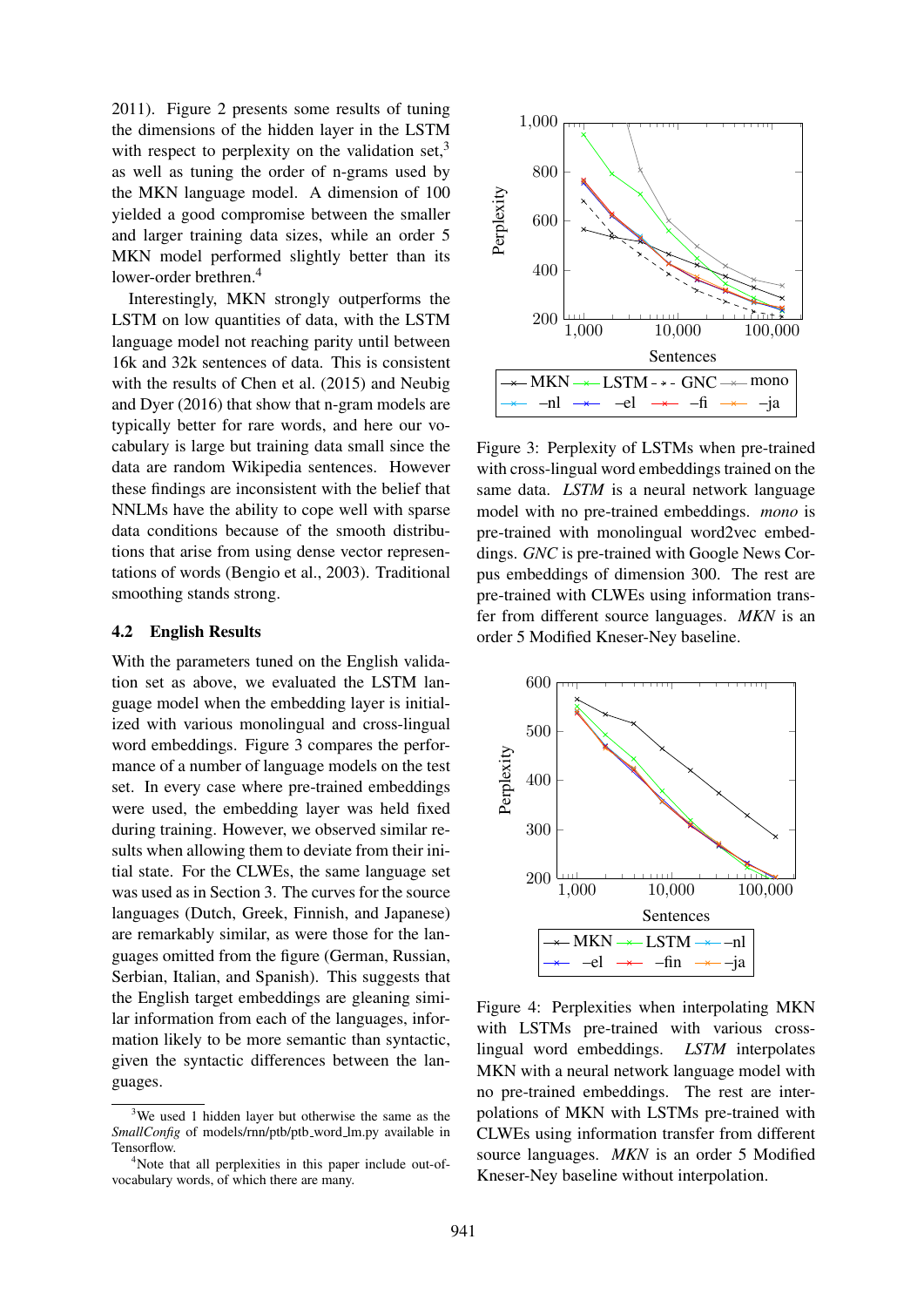2011). Figure 2 presents some results of tuning the dimensions of the hidden layer in the LSTM with respect to perplexity on the validation set,[3] as well as tuning the order of n-grams used by the MKN language model. A dimension of 100 yielded a good compromise between the smaller and larger training data sizes, while an order 5 MKN model performed slightly better than its lower-order brethren.[4]

Interestingly, MKN strongly outperforms the LSTM on low quantities of data, with the LSTM language model not reaching parity until between 16k and 32k sentences of data. This is consistent with the results of Chen et al. (2015) and Neubig and Dyer (2016) that show that n-gram models are typically better for rare words, and here our vocabulary is large but training data small since the data are random Wikipedia sentences. However these findings are inconsistent with the belief that NNLMs have the ability to cope well with sparse data conditions because of the smooth distributions that arise from using dense vector representations of words (Bengio et al., 2003). Traditional smoothing stands strong.

### 4.2 English Results

With the parameters tuned on the English validation set as above, we evaluated the LSTM language model when the embedding layer is initialized with various monolingual and cross-lingual word embeddings. Figure 3 compares the performance of a number of language models on the test set. In every case where pre-trained embeddings were used, the embedding layer was held fixed during training. However, we observed similar results when allowing them to deviate from their initial state. For the CLWEs, the same language set was used as in Section 3. The curves for the source languages (Dutch, Greek, Finnish, and Japanese) are remarkably similar, as were those for the languages omitted from the figure (German, Russian, Serbian, Italian, and Spanish). This suggests that the English target embeddings are gleaning similar information from each of the languages, information likely to be more semantic than syntactic, given the syntactic differences between the languages.

Figure 3: Perplexity of LSTMs when pre-trained with cross-lingual word embeddings trained on the same data. *LSTM* is a neural network language model with no pre-trained embeddings. *mono* is pre-trained with monolingual word2vec embeddings. *GNC* is pre-trained with Google News Corpus embeddings of dimension 300. The rest are pre-trained with CLWEs using information transfer from different source languages. *MKN* is an order 5 Modified Kneser-Ney baseline.

Figure 4: Perplexities when interpolating MKN with LSTMs pre-trained with various cross-lingual word embeddings. *LSTM* interpolates MKN with a neural network language model with no pre-trained embeddings. The rest are interpolations of MKN with LSTMs pre-trained with CLWEs using information transfer from different source languages. *MKN* is an order 5 Modified Kneser-Ney baseline without interpolation.

[3] We used 1 hidden layer but otherwise the same as the *SmallConfig* of models/rnn/ptb/ptb_word_lm.py available in Tensorflow.

[4] Note that all perplexities in this paper include out-of-vocabulary words, of which there are many.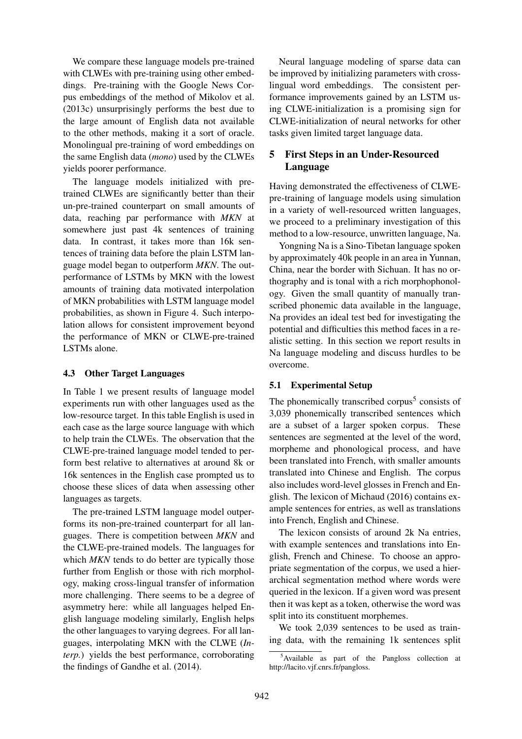We compare these language models pre-trained with CLWEs with pre-training using other embeddings. Pre-training with the Google News Corpus embeddings of the method of Mikolov et al. (2013c) unsurprisingly performs the best due to the large amount of English data not available to the other methods, making it a sort of oracle. Monolingual pre-training of word embeddings on the same English data (*mono*) used by the CLWEs yields poorer performance.

The language models initialized with pre-trained CLWEs are significantly better than their un-pre-trained counterpart on small amounts of data, reaching par performance with *MKN* at somewhere just past 4k sentences of training data. In contrast, it takes more than 16k sentences of training data before the plain LSTM language model began to outperform *MKN*. The outperformance of LSTMs by MKN with the lowest amounts of training data motivated interpolation of MKN probabilities with LSTM language model probabilities, as shown in Figure 4. Such interpolation allows for consistent improvement beyond the performance of MKN or CLWE-pre-trained LSTMs alone.

### 4.3 Other Target Languages

In Table 1 we present results of language model experiments run with other languages used as the low-resource target. In this table English is used in each case as the large source language with which to help train the CLWEs. The observation that the CLWE-pre-trained language model tended to perform best relative to alternatives at around 8k or 16k sentences in the English case prompted us to choose these slices of data when assessing other languages as targets.

The pre-trained LSTM language model outperforms its non-pre-trained counterpart for all languages. There is competition between *MKN* and the CLWE-pre-trained models. The languages for which *MKN* tends to do better are typically those further from English or those with rich morphology, making cross-lingual transfer of information more challenging. There seems to be a degree of asymmetry here: while all languages helped English language modeling similarly, English helps the other languages to varying degrees. For all languages, interpolating MKN with the CLWE (*Interp.*) yields the best performance, corroborating the findings of Gandhe et al. (2014).

Neural language modeling of sparse data can be improved by initializing parameters with cross-lingual word embeddings. The consistent performance improvements gained by an LSTM using CLWE-initialization is a promising sign for CLWE-initialization of neural networks for other tasks given limited target language data.

## 5 First Steps in an Under-Resourced Language

Having demonstrated the effectiveness of CLWE-pre-training of language models using simulation in a variety of well-resourced written languages, we proceed to a preliminary investigation of this method to a low-resource, unwritten language, Na.

Yongning Na is a Sino-Tibetan language spoken by approximately 40k people in an area in Yunnan, China, near the border with Sichuan. It has no orthography and is tonal with a rich morphophonology. Given the small quantity of manually transcribed phonemic data available in the language, Na provides an ideal test bed for investigating the potential and difficulties this method faces in a realistic setting. In this section we report results in Na language modeling and discuss hurdles to be overcome.

### 5.1 Experimental Setup

The phonemically transcribed corpus[5] consists of 3,039 phonemically transcribed sentences which are a subset of a larger spoken corpus. These sentences are segmented at the level of the word, morpheme and phonological process, and have been translated into French, with smaller amounts translated into Chinese and English. The corpus also includes word-level glosses in French and English. The lexicon of Michaud (2016) contains example sentences for entries, as well as translations into French, English and Chinese.

The lexicon consists of around 2k Na entries, with example sentences and translations into English, French and Chinese. To choose an appropriate segmentation of the corpus, we used a hierarchical segmentation method where words were queried in the lexicon. If a given word was present then it was kept as a token, otherwise the word was split into its constituent morphemes.

We took 2,039 sentences to be used as training data, with the remaining 1k sentences split

[5]Available as part of the Pangloss collection at http://lacito.vjf.cnrs.fr/pangloss.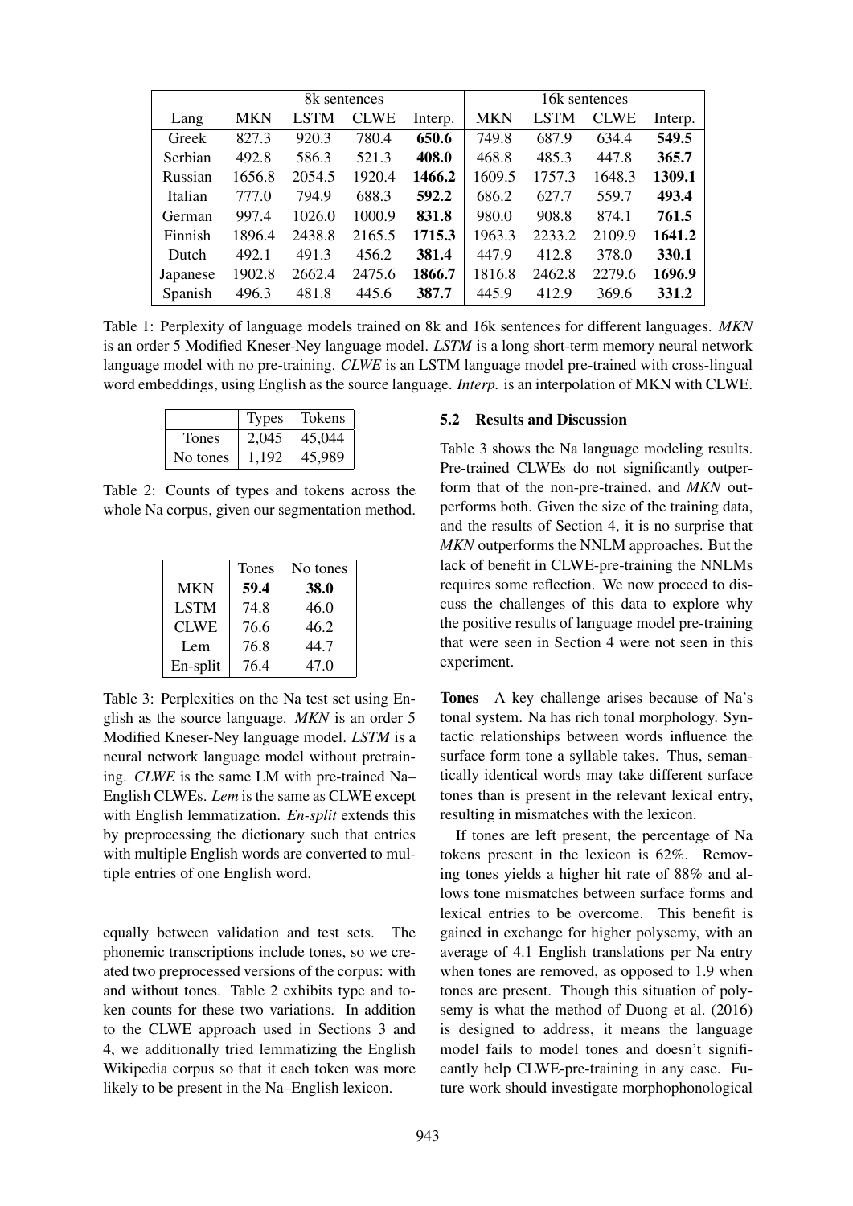| Lang | 8k sentences | | | | 16k sentences | | | |
|---|---|---|---|---|---|---|---|---|
| | MKN | LSTM | CLWE | Interp. | MKN | LSTM | CLWE | Interp. |
| Greek | 827.3 | 920.3 | 780.4 | **650.6** | 749.8 | 687.9 | 634.4 | **549.5** |
| Serbian | 492.8 | 586.3 | 521.3 | **408.0** | 468.8 | 485.3 | 447.8 | **365.7** |
| Russian | 1656.8 | 2054.5 | 1920.4 | **1466.2** | 1609.5 | 1757.3 | 1648.3 | **1309.1** |
| Italian | 777.0 | 794.9 | 688.3 | **592.2** | 686.2 | 627.7 | 559.7 | **493.4** |
| German | 997.4 | 1026.0 | 1000.9 | **831.8** | 980.0 | 908.8 | 874.1 | **761.5** |
| Finnish | 1896.4 | 2438.8 | 2165.5 | **1715.3** | 1963.3 | 2233.2 | 2109.9 | **1641.2** |
| Dutch | 492.1 | 491.3 | 456.2 | **381.4** | 447.9 | 412.8 | 378.0 | **330.1** |
| Japanese | 1902.8 | 2662.4 | 2475.6 | **1866.7** | 1816.8 | 2462.8 | 2279.6 | **1696.9** |
| Spanish | 496.3 | 481.8 | 445.6 | **387.7** | 445.9 | 412.9 | 369.6 | **331.2** |

Table 1: Perplexity of language models trained on 8k and 16k sentences for different languages. *MKN* is an order 5 Modified Kneser-Ney language model. *LSTM* is a long short-term memory neural network language model with no pre-training. *CLWE* is an LSTM language model pre-trained with cross-lingual word embeddings, using English as the source language. *Interp.* is an interpolation of MKN with CLWE.

| | Types | Tokens |
|---|---|---|
| Tones | 2,045 | 45,044 |
| No tones | 1,192 | 45,989 |

Table 2: Counts of types and tokens across the whole Na corpus, given our segmentation method.

| | Tones | No tones |
|---|---|---|
| MKN | **59.4** | **38.0** |
| LSTM | 74.8 | 46.0 |
| CLWE | 76.6 | 46.2 |
| Lem | 76.8 | 44.7 |
| En-split | 76.4 | 47.0 |

Table 3: Perplexities on the Na test set using English as the source language. *MKN* is an order 5 Modified Kneser-Ney language model. *LSTM* is a neural network language model without pretraining. *CLWE* is the same LM with pre-trained Na–English CLWEs. *Lem* is the same as CLWE except with English lemmatization. *En-split* extends this by preprocessing the dictionary such that entries with multiple English words are converted to multiple entries of one English word.

equally between validation and test sets. The phonemic transcriptions include tones, so we created two preprocessed versions of the corpus: with and without tones. Table 2 exhibits type and token counts for these two variations. In addition to the CLWE approach used in Sections 3 and 4, we additionally tried lemmatizing the English Wikipedia corpus so that it each token was more likely to be present in the Na–English lexicon.

### 5.2 Results and Discussion

Table 3 shows the Na language modeling results. Pre-trained CLWEs do not significantly outperform that of the non-pre-trained, and *MKN* outperforms both. Given the size of the training data, and the results of Section 4, it is no surprise that *MKN* outperforms the NNLM approaches. But the lack of benefit in CLWE-pre-training the NNLMs requires some reflection. We now proceed to discuss the challenges of this data to explore why the positive results of language model pre-training that were seen in Section 4 were not seen in this experiment.

**Tones** A key challenge arises because of Na's tonal system. Na has rich tonal morphology. Syntactic relationships between words influence the surface form tone a syllable takes. Thus, semantically identical words may take different surface tones than is present in the relevant lexical entry, resulting in mismatches with the lexicon.

If tones are left present, the percentage of Na tokens present in the lexicon is 62%. Removing tones yields a higher hit rate of 88% and allows tone mismatches between surface forms and lexical entries to be overcome. This benefit is gained in exchange for higher polysemy, with an average of 4.1 English translations per Na entry when tones are removed, as opposed to 1.9 when tones are present. Though this situation of polysemy is what the method of Duong et al. (2016) is designed to address, it means the language model fails to model tones and doesn't significantly help CLWE-pre-training in any case. Future work should investigate morphophonological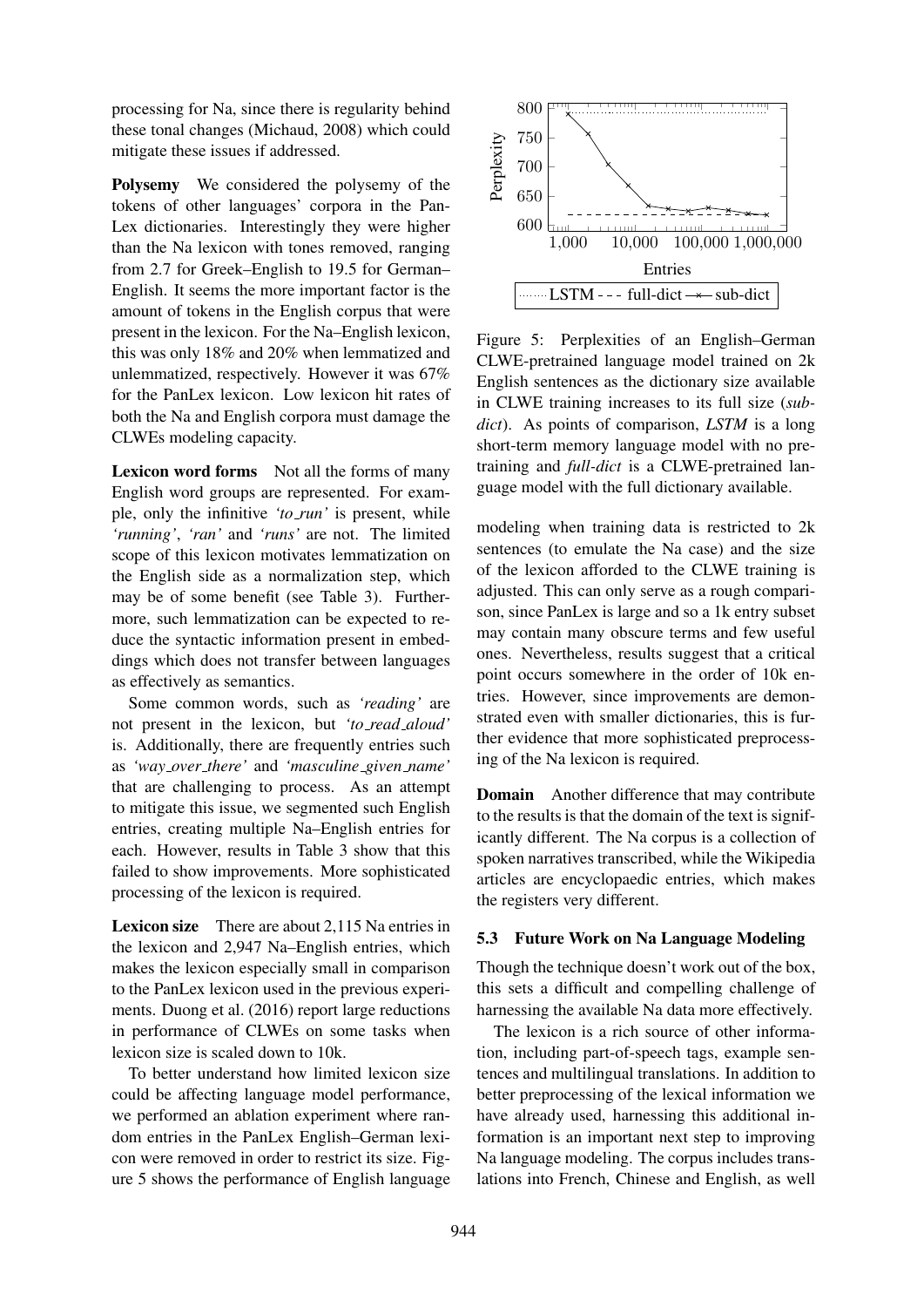processing for Na, since there is regularity behind these tonal changes (Michaud, 2008) which could mitigate these issues if addressed.

**Polysemy** We considered the polysemy of the tokens of other languages' corpora in the PanLex dictionaries. Interestingly they were higher than the Na lexicon with tones removed, ranging from 2.7 for Greek–English to 19.5 for German–English. It seems the more important factor is the amount of tokens in the English corpus that were present in the lexicon. For the Na–English lexicon, this was only 18% and 20% when lemmatized and unlemmatized, respectively. However it was 67% for the PanLex lexicon. Low lexicon hit rates of both the Na and English corpora must damage the CLWEs modeling capacity.

**Lexicon word forms** Not all the forms of many English word groups are represented. For example, only the infinitive *'to_run'* is present, while *'running'*, *'ran'* and *'runs'* are not. The limited scope of this lexicon motivates lemmatization on the English side as a normalization step, which may be of some benefit (see Table 3). Furthermore, such lemmatization can be expected to reduce the syntactic information present in embeddings which does not transfer between languages as effectively as semantics.

Some common words, such as *'reading'* are not present in the lexicon, but *'to_read_aloud'* is. Additionally, there are frequently entries such as *'way_over_there'* and *'masculine_given_name'* that are challenging to process. As an attempt to mitigate this issue, we segmented such English entries, creating multiple Na–English entries for each. However, results in Table 3 show that this failed to show improvements. More sophisticated processing of the lexicon is required.

**Lexicon size** There are about 2,115 Na entries in the lexicon and 2,947 Na–English entries, which makes the lexicon especially small in comparison to the PanLex lexicon used in the previous experiments. Duong et al. (2016) report large reductions in performance of CLWEs on some tasks when lexicon size is scaled down to 10k.

To better understand how limited lexicon size could be affecting language model performance, we performed an ablation experiment where random entries in the PanLex English–German lexicon were removed in order to restrict its size. Figure 5 shows the performance of English language

Figure 5: Perplexities of an English–German CLWE-pretrained language model trained on 2k English sentences as the dictionary size available in CLWE training increases to its full size (*sub-dict*). As points of comparison, ***LSTM*** is a long short-term memory language model with no pretraining and ***full-dict*** is a CLWE-pretrained language model with the full dictionary available.

modeling when training data is restricted to 2k sentences (to emulate the Na case) and the size of the lexicon afforded to the CLWE training is adjusted. This can only serve as a rough comparison, since PanLex is large and so a 1k entry subset may contain many obscure terms and few useful ones. Nevertheless, results suggest that a critical point occurs somewhere in the order of 10k entries. However, since improvements are demonstrated even with smaller dictionaries, this is further evidence that more sophisticated preprocessing of the Na lexicon is required.

**Domain** Another difference that may contribute to the results is that the domain of the text is significantly different. The Na corpus is a collection of spoken narratives transcribed, while the Wikipedia articles are encyclopaedic entries, which makes the registers very different.

### 5.3 Future Work on Na Language Modeling

Though the technique doesn't work out of the box, this sets a difficult and compelling challenge of harnessing the available Na data more effectively.

The lexicon is a rich source of other information, including part-of-speech tags, example sentences and multilingual translations. In addition to better preprocessing of the lexical information we have already used, harnessing this additional information is an important next step to improving Na language modeling. The corpus includes translations into French, Chinese and English, as well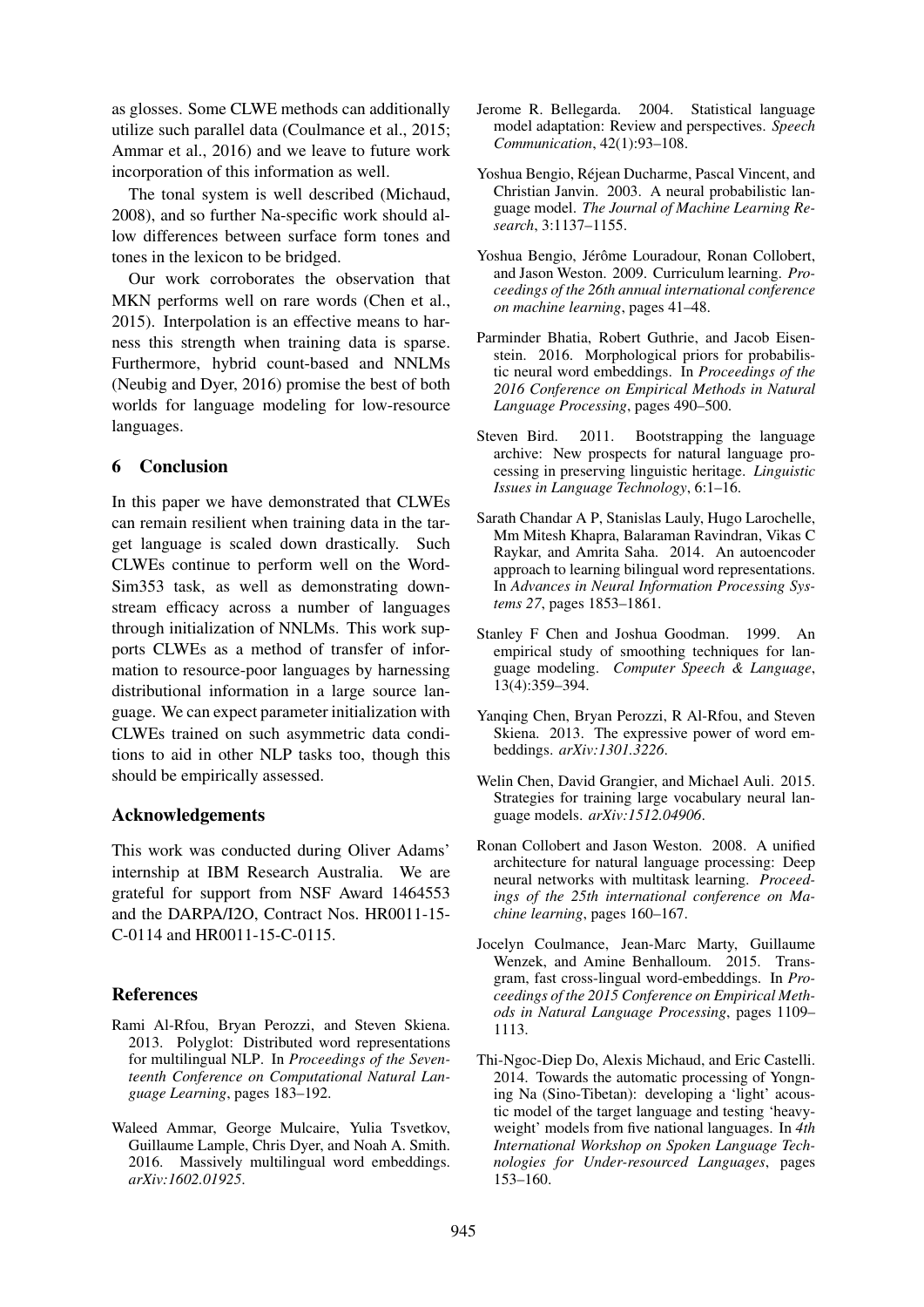as glosses. Some CLWE methods can additionally utilize such parallel data (Coulmance et al., 2015; Ammar et al., 2016) and we leave to future work incorporation of this information as well.

The tonal system is well described (Michaud, 2008), and so further Na-specific work should allow differences between surface form tones and tones in the lexicon to be bridged.

Our work corroborates the observation that MKN performs well on rare words (Chen et al., 2015). Interpolation is an effective means to harness this strength when training data is sparse. Furthermore, hybrid count-based and NNLMs (Neubig and Dyer, 2016) promise the best of both worlds for language modeling for low-resource languages.

## 6 Conclusion

In this paper we have demonstrated that CLWEs can remain resilient when training data in the target language is scaled down drastically. Such CLWEs continue to perform well on the WordSim353 task, as well as demonstrating downstream efficacy across a number of languages through initialization of NNLMs. This work supports CLWEs as a method of transfer of information to resource-poor languages by harnessing distributional information in a large source language. We can expect parameter initialization with CLWEs trained on such asymmetric data conditions to aid in other NLP tasks too, though this should be empirically assessed.

## Acknowledgements

This work was conducted during Oliver Adams' internship at IBM Research Australia. We are grateful for support from NSF Award 1464553 and the DARPA/I2O, Contract Nos. HR0011-15-C-0114 and HR0011-15-C-0115.

## References

Rami Al-Rfou, Bryan Perozzi, and Steven Skiena. 2013. Polyglot: Distributed word representations for multilingual NLP. In *Proceedings of the Seventeenth Conference on Computational Natural Language Learning*, pages 183–192.

Waleed Ammar, George Mulcaire, Yulia Tsvetkov, Guillaume Lample, Chris Dyer, and Noah A. Smith. 2016. Massively multilingual word embeddings. *arXiv:1602.01925*.

Jerome R. Bellegarda. 2004. Statistical language model adaptation: Review and perspectives. *Speech Communication*, 42(1):93–108.

Yoshua Bengio, Réjean Ducharme, Pascal Vincent, and Christian Janvin. 2003. A neural probabilistic language model. *The Journal of Machine Learning Research*, 3:1137–1155.

Yoshua Bengio, Jérôme Louradour, Ronan Collobert, and Jason Weston. 2009. Curriculum learning. *Proceedings of the 26th annual international conference on machine learning*, pages 41–48.

Parminder Bhatia, Robert Guthrie, and Jacob Eisenstein. 2016. Morphological priors for probabilistic neural word embeddings. In *Proceedings of the 2016 Conference on Empirical Methods in Natural Language Processing*, pages 490–500.

Steven Bird. 2011. Bootstrapping the language archive: New prospects for natural language processing in preserving linguistic heritage. *Linguistic Issues in Language Technology*, 6:1–16.

Sarath Chandar A P, Stanislas Lauly, Hugo Larochelle, Mm Mitesh Khapra, Balaraman Ravindran, Vikas C Raykar, and Amrita Saha. 2014. An autoencoder approach to learning bilingual word representations. In *Advances in Neural Information Processing Systems 27*, pages 1853–1861.

Stanley F Chen and Joshua Goodman. 1999. An empirical study of smoothing techniques for language modeling. *Computer Speech & Language*, 13(4):359–394.

Yanqing Chen, Bryan Perozzi, R Al-Rfou, and Steven Skiena. 2013. The expressive power of word embeddings. *arXiv:1301.3226*.

Welin Chen, David Grangier, and Michael Auli. 2015. Strategies for training large vocabulary neural language models. *arXiv:1512.04906*.

Ronan Collobert and Jason Weston. 2008. A unified architecture for natural language processing: Deep neural networks with multitask learning. *Proceedings of the 25th international conference on Machine learning*, pages 160–167.

Jocelyn Coulmance, Jean-Marc Marty, Guillaume Wenzek, and Amine Benhalloum. 2015. Transgram, fast cross-lingual word-embeddings. In *Proceedings of the 2015 Conference on Empirical Methods in Natural Language Processing*, pages 1109–1113.

Thi-Ngoc-Diep Do, Alexis Michaud, and Eric Castelli. 2014. Towards the automatic processing of Yongning Na (Sino-Tibetan): developing a 'light' acoustic model of the target language and testing 'heavyweight' models from five national languages. In *4th International Workshop on Spoken Language Technologies for Under-resourced Languages*, pages 153–160.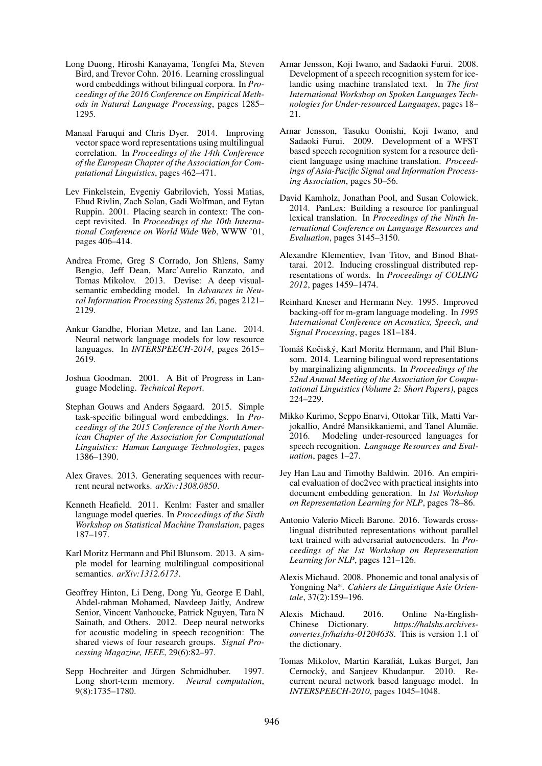Long Duong, Hiroshi Kanayama, Tengfei Ma, Steven Bird, and Trevor Cohn. 2016. Learning crosslingual word embeddings without bilingual corpora. In *Proceedings of the 2016 Conference on Empirical Methods in Natural Language Processing*, pages 1285–1295.

Manaal Faruqui and Chris Dyer. 2014. Improving vector space word representations using multilingual correlation. In *Proceedings of the 14th Conference of the European Chapter of the Association for Computational Linguistics*, pages 462–471.

Lev Finkelstein, Evgeniy Gabrilovich, Yossi Matias, Ehud Rivlin, Zach Solan, Gadi Wolfman, and Eytan Ruppin. 2001. Placing search in context: The concept revisited. In *Proceedings of the 10th International Conference on World Wide Web*, WWW '01, pages 406–414.

Andrea Frome, Greg S Corrado, Jon Shlens, Samy Bengio, Jeff Dean, Marc'Aurelio Ranzato, and Tomas Mikolov. 2013. Devise: A deep visual-semantic embedding model. In *Advances in Neural Information Processing Systems 26*, pages 2121–2129.

Ankur Gandhe, Florian Metze, and Ian Lane. 2014. Neural network language models for low resource languages. In *INTERSPEECH-2014*, pages 2615–2619.

Joshua Goodman. 2001. A Bit of Progress in Language Modeling. *Technical Report*.

Stephan Gouws and Anders Søgaard. 2015. Simple task-specific bilingual word embeddings. In *Proceedings of the 2015 Conference of the North American Chapter of the Association for Computational Linguistics: Human Language Technologies*, pages 1386–1390.

Alex Graves. 2013. Generating sequences with recurrent neural networks. *arXiv:1308.0850*.

Kenneth Heafield. 2011. Kenlm: Faster and smaller language model queries. In *Proceedings of the Sixth Workshop on Statistical Machine Translation*, pages 187–197.

Karl Moritz Hermann and Phil Blunsom. 2013. A simple model for learning multilingual compositional semantics. *arXiv:1312.6173*.

Geoffrey Hinton, Li Deng, Dong Yu, George E Dahl, Abdel-rahman Mohamed, Navdeep Jaitly, Andrew Senior, Vincent Vanhoucke, Patrick Nguyen, Tara N Sainath, and Others. 2012. Deep neural networks for acoustic modeling in speech recognition: The shared views of four research groups. *Signal Processing Magazine, IEEE*, 29(6):82–97.

Sepp Hochreiter and Jürgen Schmidhuber. 1997. Long short-term memory. *Neural computation*, 9(8):1735–1780.

Arnar Jensson, Koji Iwano, and Sadaoki Furui. 2008. Development of a speech recognition system for icelandic using machine translated text. In *The first International Workshop on Spoken Languages Technologies for Under-resourced Languages*, pages 18–21.

Arnar Jensson, Tasuku Oonishi, Koji Iwano, and Sadaoki Furui. 2009. Development of a WFST based speech recognition system for a resource deficient language using machine translation. *Proceedings of Asia-Pacific Signal and Information Processing Association*, pages 50–56.

David Kamholz, Jonathan Pool, and Susan Colowick. 2014. PanLex: Building a resource for panlingual lexical translation. In *Proceedings of the Ninth International Conference on Language Resources and Evaluation*, pages 3145–3150.

Alexandre Klementiev, Ivan Titov, and Binod Bhattarai. 2012. Inducing crosslingual distributed representations of words. In *Proceedings of COLING 2012*, pages 1459–1474.

Reinhard Kneser and Hermann Ney. 1995. Improved backing-off for m-gram language modeling. In *1995 International Conference on Acoustics, Speech, and Signal Processing*, pages 181–184.

Tomáš Kočiský, Karl Moritz Hermann, and Phil Blunsom. 2014. Learning bilingual word representations by marginalizing alignments. In *Proceedings of the 52nd Annual Meeting of the Association for Computational Linguistics (Volume 2: Short Papers)*, pages 224–229.

Mikko Kurimo, Seppo Enarvi, Ottokar Tilk, Matti Varjokallio, André Mansikkaniemi, and Tanel Alumäe. 2016. Modeling under-resourced languages for speech recognition. *Language Resources and Evaluation*, pages 1–27.

Jey Han Lau and Timothy Baldwin. 2016. An empirical evaluation of doc2vec with practical insights into document embedding generation. In *1st Workshop on Representation Learning for NLP*, pages 78–86.

Antonio Valerio Miceli Barone. 2016. Towards cross-lingual distributed representations without parallel text trained with adversarial autoencoders. In *Proceedings of the 1st Workshop on Representation Learning for NLP*, pages 121–126.

Alexis Michaud. 2008. Phonemic and tonal analysis of Yongning Na*. *Cahiers de Linguistique Asie Orientale*, 37(2):159–196.

Alexis Michaud. 2016. Online Na-English-Chinese Dictionary. *https://halshs.archives-ouvertes.fr/halshs-01204638*. This is version 1.1 of the dictionary.

Tomas Mikolov, Martin Karafiát, Lukas Burget, Jan Cernockỳ, and Sanjeev Khudanpur. 2010. Recurrent neural network based language model. In *INTERSPEECH-2010*, pages 1045–1048.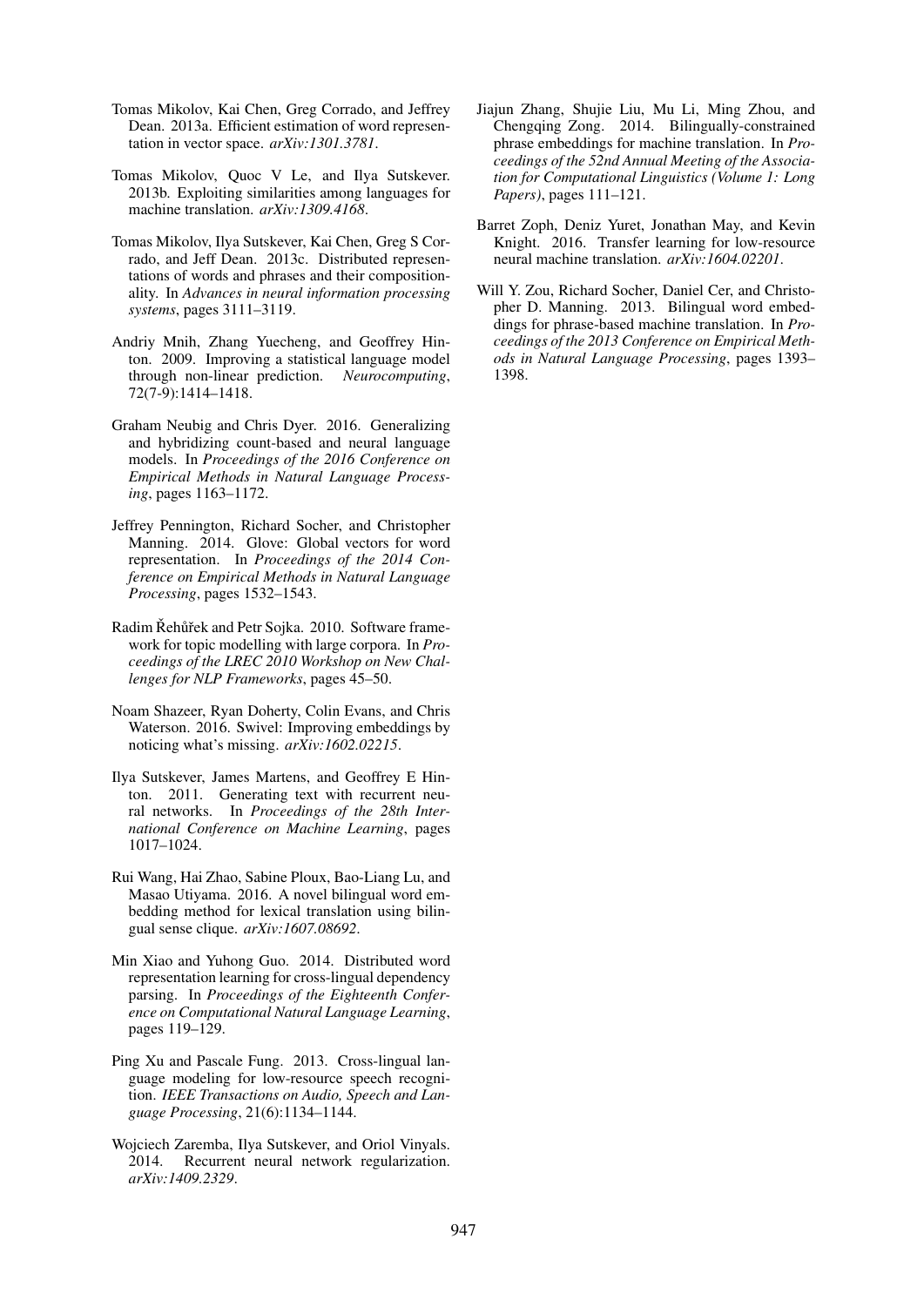Tomas Mikolov, Kai Chen, Greg Corrado, and Jeffrey Dean. 2013a. Efficient estimation of word representation in vector space. *arXiv:1301.3781*.

Tomas Mikolov, Quoc V Le, and Ilya Sutskever. 2013b. Exploiting similarities among languages for machine translation. *arXiv:1309.4168*.

Tomas Mikolov, Ilya Sutskever, Kai Chen, Greg S Corrado, and Jeff Dean. 2013c. Distributed representations of words and phrases and their compositionality. In *Advances in neural information processing systems*, pages 3111–3119.

Andriy Mnih, Zhang Yuecheng, and Geoffrey Hinton. 2009. Improving a statistical language model through non-linear prediction. *Neurocomputing*, 72(7-9):1414–1418.

Graham Neubig and Chris Dyer. 2016. Generalizing and hybridizing count-based and neural language models. In *Proceedings of the 2016 Conference on Empirical Methods in Natural Language Processing*, pages 1163–1172.

Jeffrey Pennington, Richard Socher, and Christopher Manning. 2014. Glove: Global vectors for word representation. In *Proceedings of the 2014 Conference on Empirical Methods in Natural Language Processing*, pages 1532–1543.

Radim Řehůřek and Petr Sojka. 2010. Software framework for topic modelling with large corpora. In *Proceedings of the LREC 2010 Workshop on New Challenges for NLP Frameworks*, pages 45–50.

Noam Shazeer, Ryan Doherty, Colin Evans, and Chris Waterson. 2016. Swivel: Improving embeddings by noticing what's missing. *arXiv:1602.02215*.

Ilya Sutskever, James Martens, and Geoffrey E Hinton. 2011. Generating text with recurrent neural networks. In *Proceedings of the 28th International Conference on Machine Learning*, pages 1017–1024.

Rui Wang, Hai Zhao, Sabine Ploux, Bao-Liang Lu, and Masao Utiyama. 2016. A novel bilingual word embedding method for lexical translation using bilingual sense clique. *arXiv:1607.08692*.

Min Xiao and Yuhong Guo. 2014. Distributed word representation learning for cross-lingual dependency parsing. In *Proceedings of the Eighteenth Conference on Computational Natural Language Learning*, pages 119–129.

Ping Xu and Pascale Fung. 2013. Cross-lingual language modeling for low-resource speech recognition. *IEEE Transactions on Audio, Speech and Language Processing*, 21(6):1134–1144.

Wojciech Zaremba, Ilya Sutskever, and Oriol Vinyals. 2014. Recurrent neural network regularization. *arXiv:1409.2329*.

Jiajun Zhang, Shujie Liu, Mu Li, Ming Zhou, and Chengqing Zong. 2014. Bilingually-constrained phrase embeddings for machine translation. In *Proceedings of the 52nd Annual Meeting of the Association for Computational Linguistics (Volume 1: Long Papers)*, pages 111–121.

Barret Zoph, Deniz Yuret, Jonathan May, and Kevin Knight. 2016. Transfer learning for low-resource neural machine translation. *arXiv:1604.02201*.

Will Y. Zou, Richard Socher, Daniel Cer, and Christopher D. Manning. 2013. Bilingual word embeddings for phrase-based machine translation. In *Proceedings of the 2013 Conference on Empirical Methods in Natural Language Processing*, pages 1393–1398.